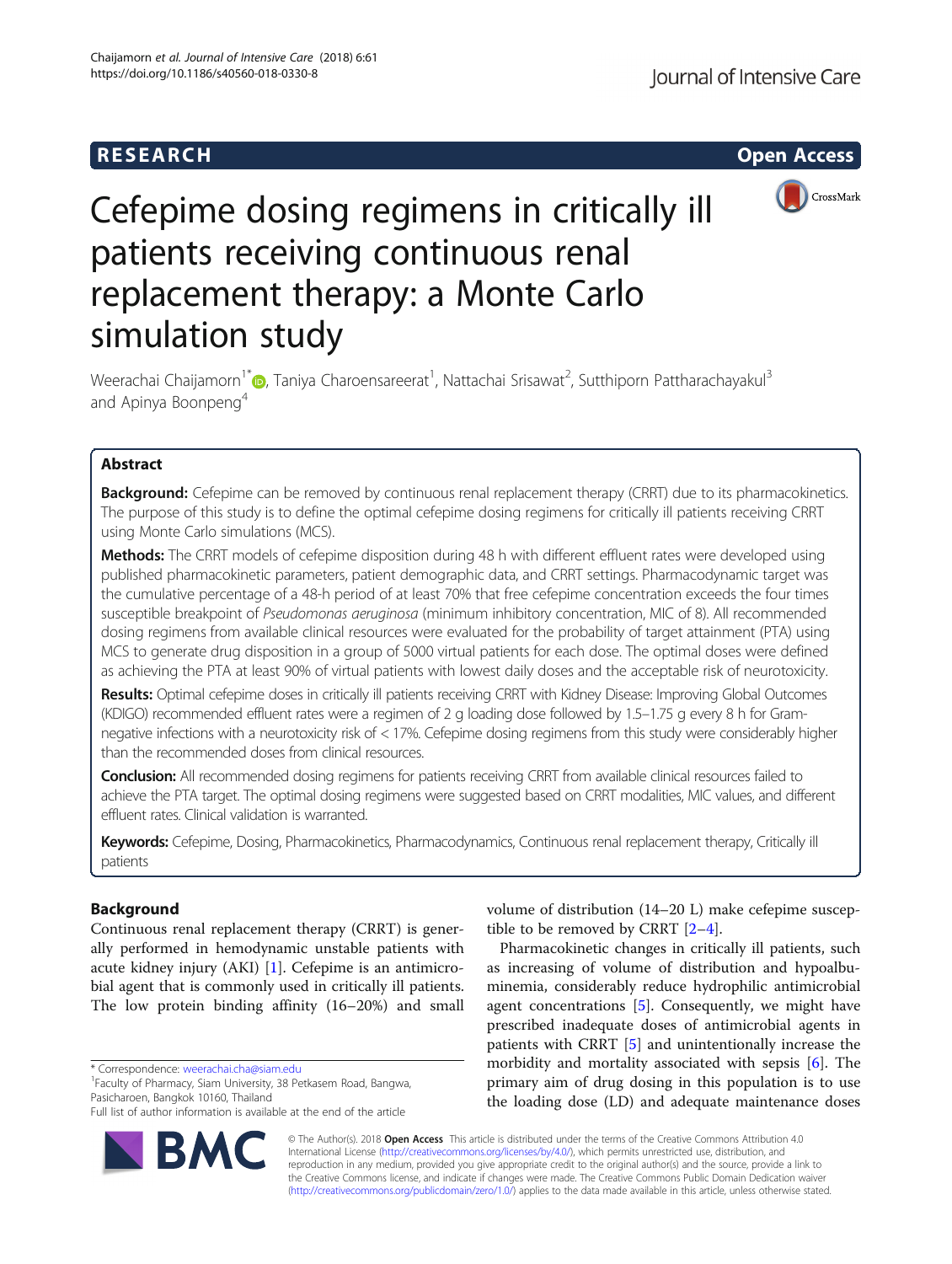RESEARCH

Open Access

# Cefepime dosing regimens in critically ill patients receiving continuous renal replacement therapy: a Monte Carlo simulation study

Weerachai Chaijamorn[1*], Taniya Charoensareerat[1], Nattachai Srisawat[2], Sutthiporn Pattharachayakul[3] and Apinya Boonpeng[4]

## Abstract

**Background:** Cefepime can be removed by continuous renal replacement therapy (CRRT) due to its pharmacokinetics. The purpose of this study is to define the optimal cefepime dosing regimens for critically ill patients receiving CRRT using Monte Carlo simulations (MCS).

**Methods:** The CRRT models of cefepime disposition during 48 h with different effluent rates were developed using published pharmacokinetic parameters, patient demographic data, and CRRT settings. Pharmacodynamic target was the cumulative percentage of a 48-h period of at least 70% that free cefepime concentration exceeds the four times susceptible breakpoint of *Pseudomonas aeruginosa* (minimum inhibitory concentration, MIC of 8). All recommended dosing regimens from available clinical resources were evaluated for the probability of target attainment (PTA) using MCS to generate drug disposition in a group of 5000 virtual patients for each dose. The optimal doses were defined as achieving the PTA at least 90% of virtual patients with lowest daily doses and the acceptable risk of neurotoxicity.

**Results:** Optimal cefepime doses in critically ill patients receiving CRRT with Kidney Disease: Improving Global Outcomes (KDIGO) recommended effluent rates were a regimen of 2 g loading dose followed by 1.5–1.75 g every 8 h for Gram-negative infections with a neurotoxicity risk of < 17%. Cefepime dosing regimens from this study were considerably higher than the recommended doses from clinical resources.

**Conclusion:** All recommended dosing regimens for patients receiving CRRT from available clinical resources failed to achieve the PTA target. The optimal dosing regimens were suggested based on CRRT modalities, MIC values, and different effluent rates. Clinical validation is warranted.

**Keywords:** Cefepime, Dosing, Pharmacokinetics, Pharmacodynamics, Continuous renal replacement therapy, Critically ill patients

## Background

Continuous renal replacement therapy (CRRT) is generally performed in hemodynamic unstable patients with acute kidney injury (AKI) [1]. Cefepime is an antimicrobial agent that is commonly used in critically ill patients. The low protein binding affinity (16–20%) and small volume of distribution (14–20 L) make cefepime susceptible to be removed by CRRT [2–4].

Pharmacokinetic changes in critically ill patients, such as increasing of volume of distribution and hypoalbuminemia, considerably reduce hydrophilic antimicrobial agent concentrations [5]. Consequently, we might have prescribed inadequate doses of antimicrobial agents in patients with CRRT [5] and unintentionally increase the morbidity and mortality associated with sepsis [6]. The primary aim of drug dosing in this population is to use the loading dose (LD) and adequate maintenance doses

\* Correspondence: weerachai.cha@siam.edu
[1]Faculty of Pharmacy, Siam University, 38 Petkasem Road, Bangwa, Pasicharoen, Bangkok 10160, Thailand
Full list of author information is available at the end of the article

© The Author(s). 2018 **Open Access** This article is distributed under the terms of the Creative Commons Attribution 4.0 International License (http://creativecommons.org/licenses/by/4.0/), which permits unrestricted use, distribution, and reproduction in any medium, provided you give appropriate credit to the original author(s) and the source, provide a link to the Creative Commons license, and indicate if changes were made. The Creative Commons Public Domain Dedication waiver (http://creativecommons.org/publicdomain/zero/1.0/) applies to the data made available in this article, unless otherwise stated.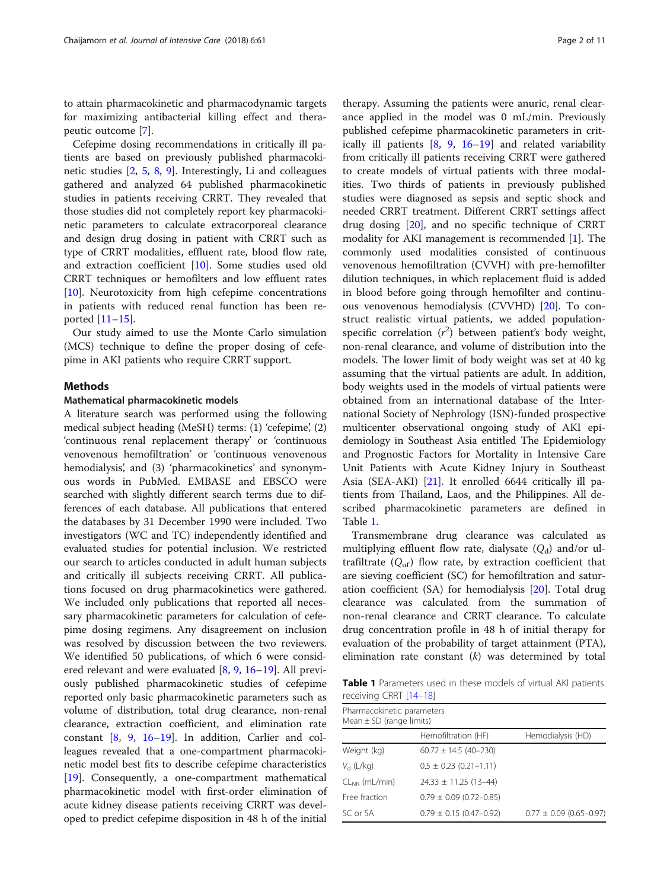to attain pharmacokinetic and pharmacodynamic targets for maximizing antibacterial killing effect and therapeutic outcome [7].

Cefepime dosing recommendations in critically ill patients are based on previously published pharmacokinetic studies [2, 5, 8, 9]. Interestingly, Li and colleagues gathered and analyzed 64 published pharmacokinetic studies in patients receiving CRRT. They revealed that those studies did not completely report key pharmacokinetic parameters to calculate extracorporeal clearance and design drug dosing in patient with CRRT such as type of CRRT modalities, effluent rate, blood flow rate, and extraction coefficient [10]. Some studies used old CRRT techniques or hemofilters and low effluent rates [10]. Neurotoxicity from high cefepime concentrations in patients with reduced renal function has been reported [11–15].

Our study aimed to use the Monte Carlo simulation (MCS) technique to define the proper dosing of cefepime in AKI patients who require CRRT support.

## Methods

### Mathematical pharmacokinetic models

A literature search was performed using the following medical subject heading (MeSH) terms: (1) 'cefepime', (2) 'continuous renal replacement therapy' or 'continuous venovenous hemofiltration' or 'continuous venovenous hemodialysis', and (3) 'pharmacokinetics' and synonymous words in PubMed. EMBASE and EBSCO were searched with slightly different search terms due to differences of each database. All publications that entered the databases by 31 December 1990 were included. Two investigators (WC and TC) independently identified and evaluated studies for potential inclusion. We restricted our search to articles conducted in adult human subjects and critically ill subjects receiving CRRT. All publications focused on drug pharmacokinetics were gathered. We included only publications that reported all necessary pharmacokinetic parameters for calculation of cefepime dosing regimens. Any disagreement on inclusion was resolved by discussion between the two reviewers. We identified 50 publications, of which 6 were considered relevant and were evaluated [8, 9, 16–19]. All previously published pharmacokinetic studies of cefepime reported only basic pharmacokinetic parameters such as volume of distribution, total drug clearance, non-renal clearance, extraction coefficient, and elimination rate constant [8, 9, 16–19]. In addition, Carlier and colleagues revealed that a one-compartment pharmacokinetic model best fits to describe cefepime characteristics [19]. Consequently, a one-compartment mathematical pharmacokinetic model with first-order elimination of acute kidney disease patients receiving CRRT was developed to predict cefepime disposition in 48 h of the initial therapy. Assuming the patients were anuric, renal clearance applied in the model was 0 mL/min. Previously published cefepime pharmacokinetic parameters in critically ill patients [8, 9, 16–19] and related variability from critically ill patients receiving CRRT were gathered to create models of virtual patients with three modalities. Two thirds of patients in previously published studies were diagnosed as sepsis and septic shock and needed CRRT treatment. Different CRRT settings affect drug dosing [20], and no specific technique of CRRT modality for AKI management is recommended [1]. The commonly used modalities consisted of continuous venovenous hemofiltration (CVVH) with pre-hemofilter dilution techniques, in which replacement fluid is added in blood before going through hemofilter and continuous venovenous hemodialysis (CVVHD) [20]. To construct realistic virtual patients, we added population-specific correlation ($r^2$) between patient's body weight, non-renal clearance, and volume of distribution into the models. The lower limit of body weight was set at 40 kg assuming that the virtual patients are adult. In addition, body weights used in the models of virtual patients were obtained from an international database of the International Society of Nephrology (ISN)-funded prospective multicenter observational ongoing study of AKI epidemiology in Southeast Asia entitled The Epidemiology and Prognostic Factors for Mortality in Intensive Care Unit Patients with Acute Kidney Injury in Southeast Asia (SEA-AKI) [21]. It enrolled 6644 critically ill patients from Thailand, Laos, and the Philippines. All described pharmacokinetic parameters are defined in Table 1.

Transmembrane drug clearance was calculated as multiplying effluent flow rate, dialysate ($Q_d$) and/or ultrafiltrate ($Q_{uf}$) flow rate, by extraction coefficient that are sieving coefficient (SC) for hemofiltration and saturation coefficient (SA) for hemodialysis [20]. Total drug clearance was calculated from the summation of non-renal clearance and CRRT clearance. To calculate drug concentration profile in 48 h of initial therapy for evaluation of the probability of target attainment (PTA), elimination rate constant ($k$) was determined by total

**Table 1** Parameters used in these models of virtual AKI patients receiving CRRT [14–18]

| Pharmacokinetic parameters<br>Mean ± SD (range limits) | | |
|---|---|---|
| | Hemofiltration (HF) | Hemodialysis (HD) |
| Weight (kg) | 60.72 ± 14.5 (40–230) | |
| $V_d$ (L/kg) | 0.5 ± 0.23 (0.21–1.11) | |
| $CL_{NR}$ (mL/min) | 24.33 ± 11.25 (13–44) | |
| Free fraction | 0.79 ± 0.09 (0.72–0.85) | |
| SC or SA | 0.79 ± 0.15 (0.47–0.92) | 0.77 ± 0.09 (0.65–0.97) |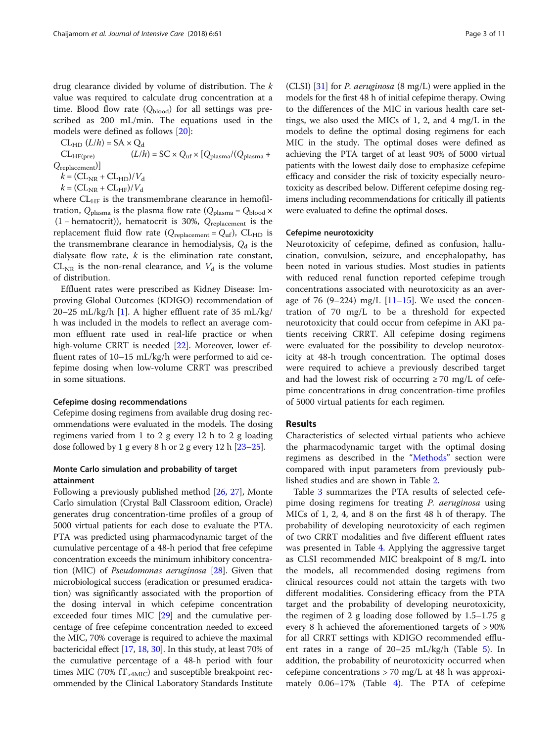drug clearance divided by volume of distribution. The $k$ value was required to calculate drug concentration at a time. Blood flow rate ($Q_{blood}$) for all settings was prescribed as 200 mL/min. The equations used in the models were defined as follows [20]:

$$CL_{HD}\ (L/h) = SA \times Q_d$$

$$CL_{HF(pre)}\ (L/h) = SC \times Q_{uf} \times [Q_{plasma}/(Q_{plasma} + Q_{replacement})]$$

$$k = (CL_{NR} + CL_{HD})/V_d$$

$$k = (CL_{NR} + CL_{HF})/V_d$$

where $CL_{HF}$ is the transmembrane clearance in hemofiltration, $Q_{plasma}$ is the plasma flow rate ($Q_{plasma} = Q_{blood} \times (1 - \text{hematocrit})$), hematocrit is 30%, $Q_{replacement}$ is the replacement fluid flow rate ($Q_{replacement} = Q_{uf}$), $CL_{HD}$ is the transmembrane clearance in hemodialysis, $Q_d$ is the dialysate flow rate, $k$ is the elimination rate constant, $CL_{NR}$ is the non-renal clearance, and $V_d$ is the volume of distribution.

Effluent rates were prescribed as Kidney Disease: Improving Global Outcomes (KDIGO) recommendation of 20–25 mL/kg/h [1]. A higher effluent rate of 35 mL/kg/h was included in the models to reflect an average common effluent rate used in real-life practice or when high-volume CRRT is needed [22]. Moreover, lower effluent rates of 10–15 mL/kg/h were performed to aid cefepime dosing when low-volume CRRT was prescribed in some situations.

#### Cefepime dosing recommendations

Cefepime dosing regimens from available drug dosing recommendations were evaluated in the models. The dosing regimens varied from 1 to 2 g every 12 h to 2 g loading dose followed by 1 g every 8 h or 2 g every 12 h [23–25].

#### Monte Carlo simulation and probability of target attainment

Following a previously published method [26, 27], Monte Carlo simulation (Crystal Ball Classroom edition, Oracle) generates drug concentration-time profiles of a group of 5000 virtual patients for each dose to evaluate the PTA. PTA was predicted using pharmacodynamic target of the cumulative percentage of a 48-h period that free cefepime concentration exceeds the minimum inhibitory concentration (MIC) of *Pseudomonas aeruginosa* [28]. Given that microbiological success (eradication or presumed eradication) was significantly associated with the proportion of the dosing interval in which cefepime concentration exceeded four times MIC [29] and the cumulative percentage of free cefepime concentration needed to exceed the MIC, 70% coverage is required to achieve the maximal bactericidal effect [17, 18, 30]. In this study, at least 70% of the cumulative percentage of a 48-h period with four times MIC (70% $fT_{>4MIC}$) and susceptible breakpoint recommended by the Clinical Laboratory Standards Institute (CLSI) [31] for *P. aeruginosa* (8 mg/L) were applied in the models for the first 48 h of initial cefepime therapy. Owing to the differences of the MIC in various health care settings, we also used the MICs of 1, 2, and 4 mg/L in the models to define the optimal dosing regimens for each MIC in the study. The optimal doses were defined as achieving the PTA target of at least 90% of 5000 virtual patients with the lowest daily dose to emphasize cefepime efficacy and consider the risk of toxicity especially neurotoxicity as described below. Different cefepime dosing regimens including recommendations for critically ill patients were evaluated to define the optimal doses.

#### Cefepime neurotoxicity

Neurotoxicity of cefepime, defined as confusion, hallucination, convulsion, seizure, and encephalopathy, has been noted in various studies. Most studies in patients with reduced renal function reported cefepime trough concentrations associated with neurotoxicity as an average of 76 (9–224) mg/L [11–15]. We used the concentration of 70 mg/L to be a threshold for expected neurotoxicity that could occur from cefepime in AKI patients receiving CRRT. All cefepime dosing regimens were evaluated for the possibility to develop neurotoxicity at 48-h trough concentration. The optimal doses were required to achieve a previously described target and had the lowest risk of occurring ≥ 70 mg/L of cefepime concentrations in drug concentration-time profiles of 5000 virtual patients for each regimen.

## Results

Characteristics of selected virtual patients who achieve the pharmacodynamic target with the optimal dosing regimens as described in the "Methods" section were compared with input parameters from previously published studies and are shown in Table 2.

Table 3 summarizes the PTA results of selected cefepime dosing regimens for treating *P. aeruginosa* using MICs of 1, 2, 4, and 8 on the first 48 h of therapy. The probability of developing neurotoxicity of each regimen of two CRRT modalities and five different effluent rates was presented in Table 4. Applying the aggressive target as CLSI recommended MIC breakpoint of 8 mg/L into the models, all recommended dosing regimens from clinical resources could not attain the targets with two different modalities. Considering efficacy from the PTA target and the probability of developing neurotoxicity, the regimen of 2 g loading dose followed by 1.5–1.75 g every 8 h achieved the aforementioned targets of > 90% for all CRRT settings with KDIGO recommended effluent rates in a range of 20–25 mL/kg/h (Table 5). In addition, the probability of neurotoxicity occurred when cefepime concentrations > 70 mg/L at 48 h was approximately 0.06–17% (Table 4). The PTA of cefepime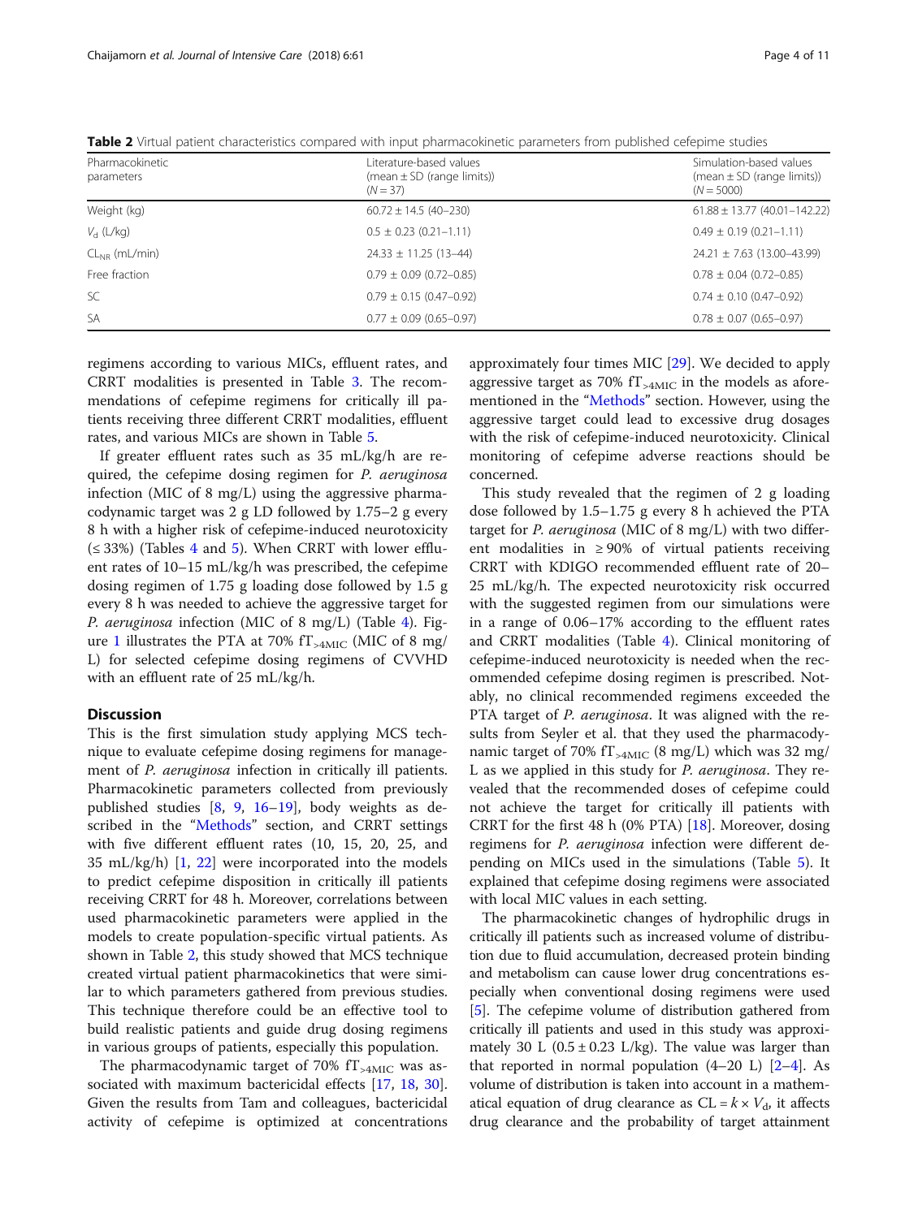**Table 2** Virtual patient characteristics compared with input pharmacokinetic parameters from published cefepime studies

| Pharmacokinetic parameters | Literature-based values (mean ± SD (range limits)) (N = 37) | Simulation-based values (mean ± SD (range limits)) (N = 5000) |
| --- | --- | --- |
| Weight (kg) | 60.72 ± 14.5 (40–230) | 61.88 ± 13.77 (40.01–142.22) |
| $V_d$ (L/kg) | 0.5 ± 0.23 (0.21–1.11) | 0.49 ± 0.19 (0.21–1.11) |
| $CL_{NR}$ (mL/min) | 24.33 ± 11.25 (13–44) | 24.21 ± 7.63 (13.00–43.99) |
| Free fraction | 0.79 ± 0.09 (0.72–0.85) | 0.78 ± 0.04 (0.72–0.85) |
| SC | 0.79 ± 0.15 (0.47–0.92) | 0.74 ± 0.10 (0.47–0.92) |
| SA | 0.77 ± 0.09 (0.65–0.97) | 0.78 ± 0.07 (0.65–0.97) |

regimens according to various MICs, effluent rates, and CRRT modalities is presented in Table 3. The recommendations of cefepime regimens for critically ill patients receiving three different CRRT modalities, effluent rates, and various MICs are shown in Table 5.

If greater effluent rates such as 35 mL/kg/h are required, the cefepime dosing regimen for *P. aeruginosa* infection (MIC of 8 mg/L) using the aggressive pharmacodynamic target was 2 g LD followed by 1.75–2 g every 8 h with a higher risk of cefepime-induced neurotoxicity (≤ 33%) (Tables 4 and 5). When CRRT with lower effluent rates of 10–15 mL/kg/h was prescribed, the cefepime dosing regimen of 1.75 g loading dose followed by 1.5 g every 8 h was needed to achieve the aggressive target for *P. aeruginosa* infection (MIC of 8 mg/L) (Table 4). Figure 1 illustrates the PTA at 70% $fT_{>4MIC}$ (MIC of 8 mg/L) for selected cefepime dosing regimens of CVVHD with an effluent rate of 25 mL/kg/h.

## Discussion

This is the first simulation study applying MCS technique to evaluate cefepime dosing regimens for management of *P. aeruginosa* infection in critically ill patients. Pharmacokinetic parameters collected from previously published studies [8, 9, 16–19], body weights as described in the "Methods" section, and CRRT settings with five different effluent rates (10, 15, 20, 25, and 35 mL/kg/h) [1, 22] were incorporated into the models to predict cefepime disposition in critically ill patients receiving CRRT for 48 h. Moreover, correlations between used pharmacokinetic parameters were applied in the models to create population-specific virtual patients. As shown in Table 2, this study showed that MCS technique created virtual patient pharmacokinetics that were similar to which parameters gathered from previous studies. This technique therefore could be an effective tool to build realistic patients and guide drug dosing regimens in various groups of patients, especially this population.

The pharmacodynamic target of 70% $fT_{>4MIC}$ was associated with maximum bactericidal effects [17, 18, 30]. Given the results from Tam and colleagues, bactericidal activity of cefepime is optimized at concentrations approximately four times MIC [29]. We decided to apply aggressive target as 70% $fT_{>4MIC}$ in the models as aforementioned in the "Methods" section. However, using the aggressive target could lead to excessive drug dosages with the risk of cefepime-induced neurotoxicity. Clinical monitoring of cefepime adverse reactions should be concerned.

This study revealed that the regimen of 2 g loading dose followed by 1.5–1.75 g every 8 h achieved the PTA target for *P. aeruginosa* (MIC of 8 mg/L) with two different modalities in ≥ 90% of virtual patients receiving CRRT with KDIGO recommended effluent rate of 20–25 mL/kg/h. The expected neurotoxicity risk occurred with the suggested regimen from our simulations were in a range of 0.06–17% according to the effluent rates and CRRT modalities (Table 4). Clinical monitoring of cefepime-induced neurotoxicity is needed when the recommended cefepime dosing regimen is prescribed. Notably, no clinical recommended regimens exceeded the PTA target of *P. aeruginosa*. It was aligned with the results from Seyler et al. that they used the pharmacodynamic target of 70% $fT_{>4MIC}$ (8 mg/L) which was 32 mg/L as we applied in this study for *P. aeruginosa*. They revealed that the recommended doses of cefepime could not achieve the target for critically ill patients with CRRT for the first 48 h (0% PTA) [18]. Moreover, dosing regimens for *P. aeruginosa* infection were different depending on MICs used in the simulations (Table 5). It explained that cefepime dosing regimens were associated with local MIC values in each setting.

The pharmacokinetic changes of hydrophilic drugs in critically ill patients such as increased volume of distribution due to fluid accumulation, decreased protein binding and metabolism can cause lower drug concentrations especially when conventional dosing regimens were used [5]. The cefepime volume of distribution gathered from critically ill patients and used in this study was approximately 30 L (0.5 ± 0.23 L/kg). The value was larger than that reported in normal population (4–20 L) [2–4]. As volume of distribution is taken into account in a mathematical equation of drug clearance as $CL = k \times V_d$, it affects drug clearance and the probability of target attainment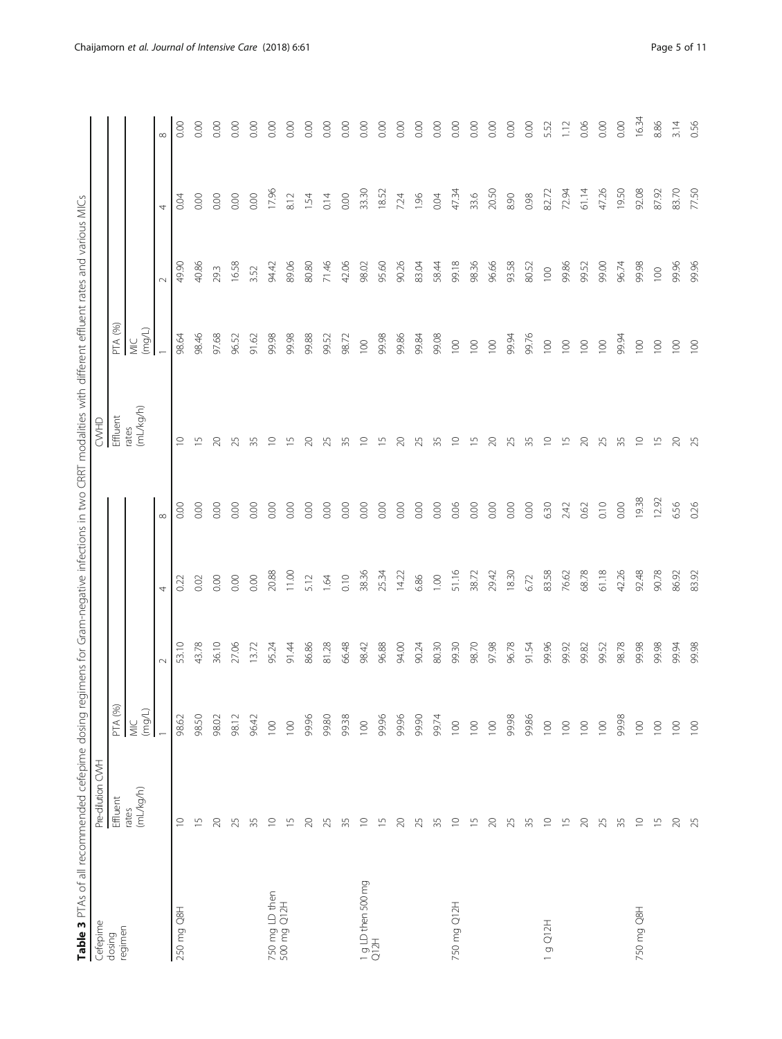**Table 3** PTAs of all recommended cefepime dosing regimens for Gram-negative infections in two CRRT modalities with different effluent rates and various MICs

| Cefepime dosing regimen | Pre-dilution CWH | | | | | CWHD | | | | |
|---|---|---|---|---|---|---|---|---|---|---|
| | Effluent rates (mL/kg/h) | PTA (%) | | | | Effluent rates (mL/kg/h) | PTA (%) | | | |
| | | MIC (mg/L) | | | | | MIC (mg/L) | | | |
| | | 1 | 2 | 4 | 8 | | 1 | 2 | 4 | 8 |
| 250 mg Q8H | 10 | 98.62 | 53.10 | 0.22 | 0.00 | 10 | 98.64 | 49.90 | 0.04 | 0.00 |
| | 15 | 98.50 | 43.78 | 0.02 | 0.00 | 15 | 98.46 | 40.86 | 0.00 | 0.00 |
| | 20 | 98.02 | 36.10 | 0.00 | 0.00 | 20 | 97.68 | 29.3 | 0.00 | 0.00 |
| | 25 | 98.12 | 27.06 | 0.00 | 0.00 | 25 | 96.52 | 16.58 | 0.00 | 0.00 |
| | 35 | 96.42 | 13.72 | 0.00 | 0.00 | 35 | 91.62 | 3.52 | 0.00 | 0.00 |
| 750 mg LD then 500 mg Q12H | 10 | 100 | 95.24 | 20.88 | 0.00 | 10 | 99.98 | 94.42 | 17.96 | 0.00 |
| | 15 | 100 | 91.44 | 11.00 | 0.00 | 15 | 99.98 | 89.06 | 8.12 | 0.00 |
| | 20 | 99.96 | 86.86 | 5.12 | 0.00 | 20 | 99.88 | 80.80 | 1.54 | 0.00 |
| | 25 | 99.80 | 81.28 | 1.64 | 0.00 | 25 | 99.52 | 71.46 | 0.14 | 0.00 |
| | 35 | 99.38 | 66.48 | 0.10 | 0.00 | 35 | 98.72 | 42.06 | 0.00 | 0.00 |
| 1 g LD then 500 mg Q12H | 10 | 100 | 98.42 | 38.36 | 0.00 | 10 | 100 | 98.02 | 33.30 | 0.00 |
| | 15 | 99.96 | 96.88 | 25.34 | 0.00 | 15 | 99.98 | 95.60 | 18.52 | 0.00 |
| | 20 | 99.96 | 94.00 | 14.22 | 0.00 | 20 | 99.86 | 90.26 | 7.24 | 0.00 |
| | 25 | 99.90 | 90.24 | 6.86 | 0.00 | 25 | 99.84 | 83.04 | 1.96 | 0.00 |
| | 35 | 99.74 | 80.30 | 1.00 | 0.00 | 35 | 99.08 | 58.44 | 0.04 | 0.00 |
| 750 mg Q12H | 10 | 100 | 99.30 | 51.16 | 0.06 | 10 | 100 | 99.18 | 47.34 | 0.00 |
| | 15 | 100 | 98.70 | 38.72 | 0.00 | 15 | 100 | 98.36 | 33.6 | 0.00 |
| | 20 | 100 | 97.98 | 29.42 | 0.00 | 20 | 100 | 96.66 | 20.50 | 0.00 |
| | 25 | 99.98 | 96.78 | 18.30 | 0.00 | 25 | 99.94 | 93.58 | 8.90 | 0.00 |
| | 35 | 99.86 | 91.54 | 6.72 | 0.00 | 35 | 99.76 | 80.52 | 0.98 | 0.00 |
| 1 g Q12H | 10 | 100 | 99.96 | 83.58 | 6.30 | 10 | 100 | 100 | 82.72 | 5.52 |
| | 15 | 100 | 99.92 | 76.62 | 2.42 | 15 | 100 | 99.86 | 72.94 | 1.12 |
| | 20 | 100 | 99.82 | 68.78 | 0.62 | 20 | 100 | 99.52 | 61.14 | 0.06 |
| | 25 | 100 | 99.52 | 61.18 | 0.10 | 25 | 100 | 99.00 | 47.26 | 0.00 |
| | 35 | 99.98 | 98.78 | 42.26 | 0.00 | 35 | 99.94 | 96.74 | 19.50 | 0.00 |
| 750 mg Q8H | 10 | 100 | 99.98 | 92.48 | 19.38 | 10 | 100 | 99.98 | 92.08 | 16.34 |
| | 15 | 100 | 99.98 | 90.78 | 12.92 | 15 | 100 | 100 | 87.92 | 8.86 |
| | 20 | 100 | 99.94 | 86.92 | 6.56 | 20 | 100 | 99.96 | 83.70 | 3.14 |
| | 25 | 100 | 99.98 | 83.92 | 0.26 | 25 | 100 | 99.96 | 77.50 | 0.56 |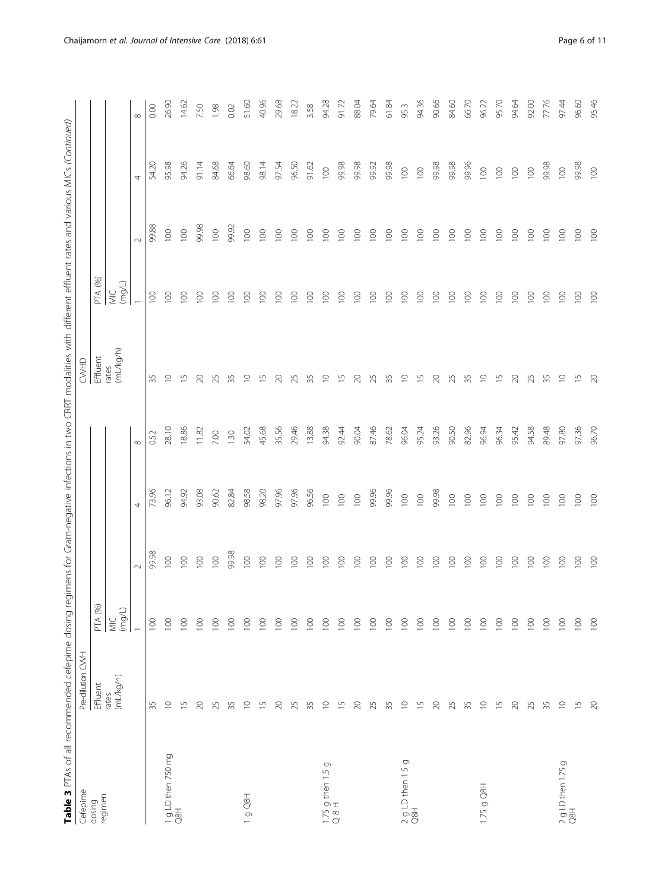**Table 3** PTAs of all recommended cefepime dosing regimens for Gram-negative infections in two CRRT modalities with different effluent rates and various MICs (*Continued*)

| Cefepime dosing regimen | Pre-dilution CWH | | | | | CWHD | | | | |
|---|---|---|---|---|---|---|---|---|---|---|
| | Effluent rates (mL/kg/h) | PTA (%) | | | | Effluent rates (mL/kg/h) | PTA (%) | | | |
| | | MIC (mg/L) | | | | | MIC (mg/L) | | | |
| | | 1 | 2 | 4 | 8 | | 1 | 2 | 4 | 8 |
| | 35 | 100 | 99.98 | 73.96 | 0.52 | 35 | 100 | 99.88 | 54.20 | 0.00 |
| 1 g LD then 750 mg Q8H | 10 | 100 | 100 | 96.12 | 28.10 | 10 | 100 | 100 | 95.98 | 26.90 |
| | 15 | 100 | 100 | 94.92 | 18.86 | 15 | 100 | 100 | 94.26 | 14.62 |
| | 20 | 100 | 100 | 93.08 | 11.82 | 20 | 100 | 99.98 | 91.14 | 7.50 |
| | 25 | 100 | 100 | 90.62 | 7.00 | 25 | 100 | 100 | 84.68 | 1.98 |
| | 35 | 100 | 99.98 | 82.84 | 1.30 | 35 | 100 | 99.92 | 66.64 | 0.02 |
| 1 g Q8H | 10 | 100 | 100 | 98.58 | 54.02 | 10 | 100 | 100 | 98.60 | 51.60 |
| | 15 | 100 | 100 | 98.20 | 45.68 | 15 | 100 | 100 | 98.14 | 40.96 |
| | 20 | 100 | 100 | 97.96 | 35.56 | 20 | 100 | 100 | 97.54 | 29.68 |
| | 25 | 100 | 100 | 97.96 | 29.46 | 25 | 100 | 100 | 96.50 | 18.22 |
| | 35 | 100 | 100 | 96.56 | 13.88 | 35 | 100 | 100 | 91.62 | 3.58 |
| 1.75 g then 1.5 g Q 8 H | 10 | 100 | 100 | 100 | 94.38 | 10 | 100 | 100 | 100 | 94.28 |
| | 15 | 100 | 100 | 100 | 92.44 | 15 | 100 | 100 | 99.98 | 91.72 |
| | 20 | 100 | 100 | 100 | 90.04 | 20 | 100 | 100 | 99.98 | 88.04 |
| | 25 | 100 | 100 | 99.96 | 87.46 | 25 | 100 | 100 | 99.92 | 79.64 |
| | 35 | 100 | 100 | 99.96 | 78.62 | 35 | 100 | 100 | 99.98 | 61.84 |
| 2 g LD then 1.5 g Q8H | 10 | 100 | 100 | 100 | 96.04 | 10 | 100 | 100 | 100 | 95.3 |
| | 15 | 100 | 100 | 100 | 95.24 | 15 | 100 | 100 | 100 | 94.36 |
| | 20 | 100 | 100 | 99.98 | 93.26 | 20 | 100 | 100 | 99.98 | 90.66 |
| | 25 | 100 | 100 | 100 | 90.50 | 25 | 100 | 100 | 99.98 | 84.60 |
| | 35 | 100 | 100 | 100 | 82.96 | 35 | 100 | 100 | 99.96 | 66.70 |
| 1.75 g Q8H | 10 | 100 | 100 | 100 | 96.94 | 10 | 100 | 100 | 100 | 96.22 |
| | 15 | 100 | 100 | 100 | 96.34 | 15 | 100 | 100 | 100 | 95.70 |
| | 20 | 100 | 100 | 100 | 95.42 | 20 | 100 | 100 | 100 | 94.64 |
| | 25 | 100 | 100 | 100 | 94.58 | 25 | 100 | 100 | 100 | 92.00 |
| | 35 | 100 | 100 | 100 | 89.48 | 35 | 100 | 100 | 99.98 | 77.76 |
| 2 g LD then 1.75 g Q8H | 10 | 100 | 100 | 100 | 97.80 | 10 | 100 | 100 | 100 | 97.44 |
| | 15 | 100 | 100 | 100 | 97.36 | 15 | 100 | 100 | 99.98 | 96.60 |
| | 20 | 100 | 100 | 100 | 96.70 | 20 | 100 | 100 | 100 | 95.46 |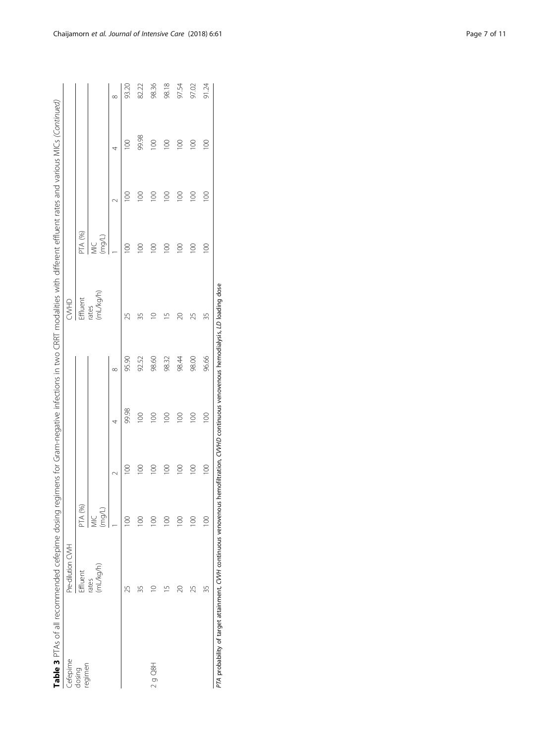**Table 3** PTAs of all recommended cefepime dosing regimens for Gram-negative infections in two CRRT modalities with different effluent rates and various MICs *(Continued)*

| Cefepime dosing regimen | Pre-dilution CVVH | | | | | CVVHD | | | | |
|---|---|---|---|---|---|---|---|---|---|---|
| | Effluent rates (mL/kg/h) | PTA (%) | | | | Effluent rates (mL/kg/h) | PTA (%) | | | |
| | | MIC (mg/L) | | | | | MIC (mg/L) | | | |
| | | 1 | 2 | 4 | 8 | | 1 | 2 | 4 | 8 |
| | 25 | 100 | 100 | 99.98 | 95.90 | 25 | 100 | 100 | 100 | 93.20 |
| | 35 | 100 | 100 | 100 | 92.52 | 35 | 100 | 100 | 99.98 | 82.22 |
| 2 g Q8H | 10 | 100 | 100 | 100 | 98.60 | 10 | 100 | 100 | 100 | 98.36 |
| | 15 | 100 | 100 | 100 | 98.32 | 15 | 100 | 100 | 100 | 98.18 |
| | 20 | 100 | 100 | 100 | 98.44 | 20 | 100 | 100 | 100 | 97.54 |
| | 25 | 100 | 100 | 100 | 98.00 | 25 | 100 | 100 | 100 | 97.02 |
| | 35 | 100 | 100 | 100 | 96.66 | 35 | 100 | 100 | 100 | 91.24 |

*PTA* probability of target attainment, *CVVH* continuous venovenous hemofiltration, *CVVHD* continuous venovenous hemodialysis, *LD* loading dose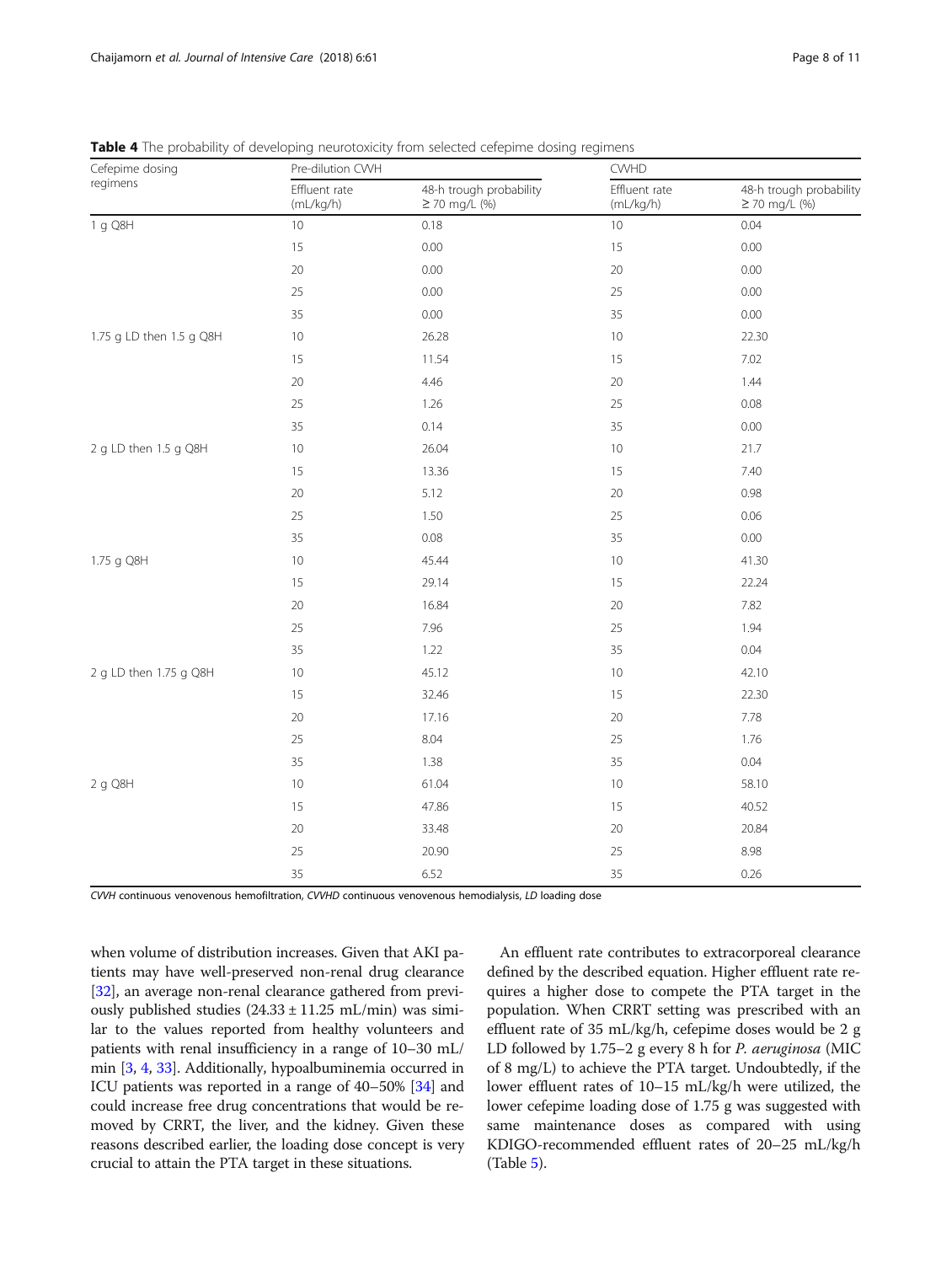**Table 4** The probability of developing neurotoxicity from selected cefepime dosing regimens

| Cefepime dosing regimens | Pre-dilution CVVH | | CVVHD | |
|---|---|---|---|---|
| | Effluent rate (mL/kg/h) | 48-h trough probability ≥ 70 mg/L (%) | Effluent rate (mL/kg/h) | 48-h trough probability ≥ 70 mg/L (%) |
| 1 g Q8H | 10 | 0.18 | 10 | 0.04 |
| | 15 | 0.00 | 15 | 0.00 |
| | 20 | 0.00 | 20 | 0.00 |
| | 25 | 0.00 | 25 | 0.00 |
| | 35 | 0.00 | 35 | 0.00 |
| 1.75 g LD then 1.5 g Q8H | 10 | 26.28 | 10 | 22.30 |
| | 15 | 11.54 | 15 | 7.02 |
| | 20 | 4.46 | 20 | 1.44 |
| | 25 | 1.26 | 25 | 0.08 |
| | 35 | 0.14 | 35 | 0.00 |
| 2 g LD then 1.5 g Q8H | 10 | 26.04 | 10 | 21.7 |
| | 15 | 13.36 | 15 | 7.40 |
| | 20 | 5.12 | 20 | 0.98 |
| | 25 | 1.50 | 25 | 0.06 |
| | 35 | 0.08 | 35 | 0.00 |
| 1.75 g Q8H | 10 | 45.44 | 10 | 41.30 |
| | 15 | 29.14 | 15 | 22.24 |
| | 20 | 16.84 | 20 | 7.82 |
| | 25 | 7.96 | 25 | 1.94 |
| | 35 | 1.22 | 35 | 0.04 |
| 2 g LD then 1.75 g Q8H | 10 | 45.12 | 10 | 42.10 |
| | 15 | 32.46 | 15 | 22.30 |
| | 20 | 17.16 | 20 | 7.78 |
| | 25 | 8.04 | 25 | 1.76 |
| | 35 | 1.38 | 35 | 0.04 |
| 2 g Q8H | 10 | 61.04 | 10 | 58.10 |
| | 15 | 47.86 | 15 | 40.52 |
| | 20 | 33.48 | 20 | 20.84 |
| | 25 | 20.90 | 25 | 8.98 |
| | 35 | 6.52 | 35 | 0.26 |

*CVVH* continuous venovenous hemofiltration, *CVVHD* continuous venovenous hemodialysis, *LD* loading dose

when volume of distribution increases. Given that AKI patients may have well-preserved non-renal drug clearance [32], an average non-renal clearance gathered from previously published studies (24.33 ± 11.25 mL/min) was similar to the values reported from healthy volunteers and patients with renal insufficiency in a range of 10–30 mL/min [3, 4, 33]. Additionally, hypoalbuminemia occurred in ICU patients was reported in a range of 40–50% [34] and could increase free drug concentrations that would be removed by CRRT, the liver, and the kidney. Given these reasons described earlier, the loading dose concept is very crucial to attain the PTA target in these situations.

An effluent rate contributes to extracorporeal clearance defined by the described equation. Higher effluent rate requires a higher dose to compete the PTA target in the population. When CRRT setting was prescribed with an effluent rate of 35 mL/kg/h, cefepime doses would be 2 g LD followed by 1.75–2 g every 8 h for *P. aeruginosa* (MIC of 8 mg/L) to achieve the PTA target. Undoubtedly, if the lower effluent rates of 10–15 mL/kg/h were utilized, the lower cefepime loading dose of 1.75 g was suggested with same maintenance doses as compared with using KDIGO-recommended effluent rates of 20–25 mL/kg/h (Table 5).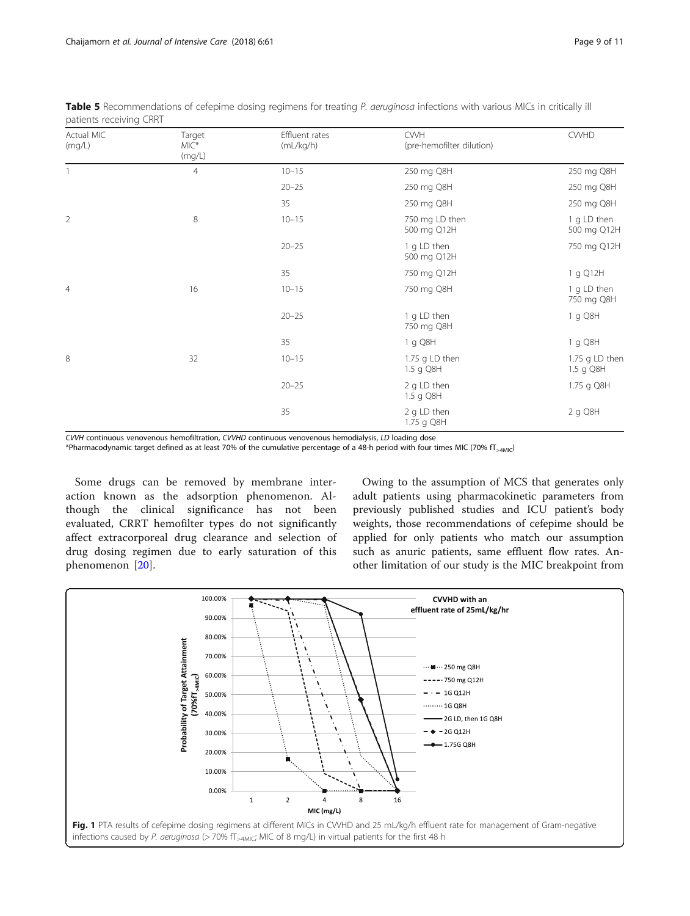**Table 5** Recommendations of cefepime dosing regimens for treating *P. aeruginosa* infections with various MICs in critically ill patients receiving CRRT

| Actual MIC (mg/L) | Target MIC* (mg/L) | Effluent rates (mL/kg/h) | CVVH (pre-hemofilter dilution) | CVVHD |
|---|---|---|---|---|
| 1 | 4 | 10–15 | 250 mg Q8H | 250 mg Q8H |
| | | 20–25 | 250 mg Q8H | 250 mg Q8H |
| | | 35 | 250 mg Q8H | 250 mg Q8H |
| 2 | 8 | 10–15 | 750 mg LD then 500 mg Q12H | 1 g LD then 500 mg Q12H |
| | | 20–25 | 1 g LD then 500 mg Q12H | 750 mg Q12H |
| | | 35 | 750 mg Q12H | 1 g Q12H |
| 4 | 16 | 10–15 | 750 mg Q8H | 1 g LD then 750 mg Q8H |
| | | 20–25 | 1 g LD then 750 mg Q8H | 1 g Q8H |
| | | 35 | 1 g Q8H | 1 g Q8H |
| 8 | 32 | 10–15 | 1.75 g LD then 1.5 g Q8H | 1.75 g LD then 1.5 g Q8H |
| | | 20–25 | 2 g LD then 1.5 g Q8H | 1.75 g Q8H |
| | | 35 | 2 g LD then 1.75 g Q8H | 2 g Q8H |

*CVVH* continuous venovenous hemofiltration, *CVVHD* continuous venovenous hemodialysis, *LD* loading dose

*Pharmacodynamic target defined as at least 70% of the cumulative percentage of a 48-h period with four times MIC (70% $fT_{>4MIC}$)

Some drugs can be removed by membrane interaction known as the adsorption phenomenon. Although the clinical significance has not been evaluated, CRRT hemofilter types do not significantly affect extracorporeal drug clearance and selection of drug dosing regimen due to early saturation of this phenomenon [20].

Owing to the assumption of MCS that generates only adult patients using pharmacokinetic parameters from previously published studies and ICU patient's body weights, those recommendations of cefepime should be applied for only patients who match our assumption such as anuric patients, same effluent flow rates. Another limitation of our study is the MIC breakpoint from

**Fig. 1** PTA results of cefepime dosing regimens at different MICs in CVVHD and 25 mL/kg/h effluent rate for management of Gram-negative infections caused by *P. aeruginosa* (> 70% $fT_{>4MIC}$; MIC of 8 mg/L) in virtual patients for the first 48 h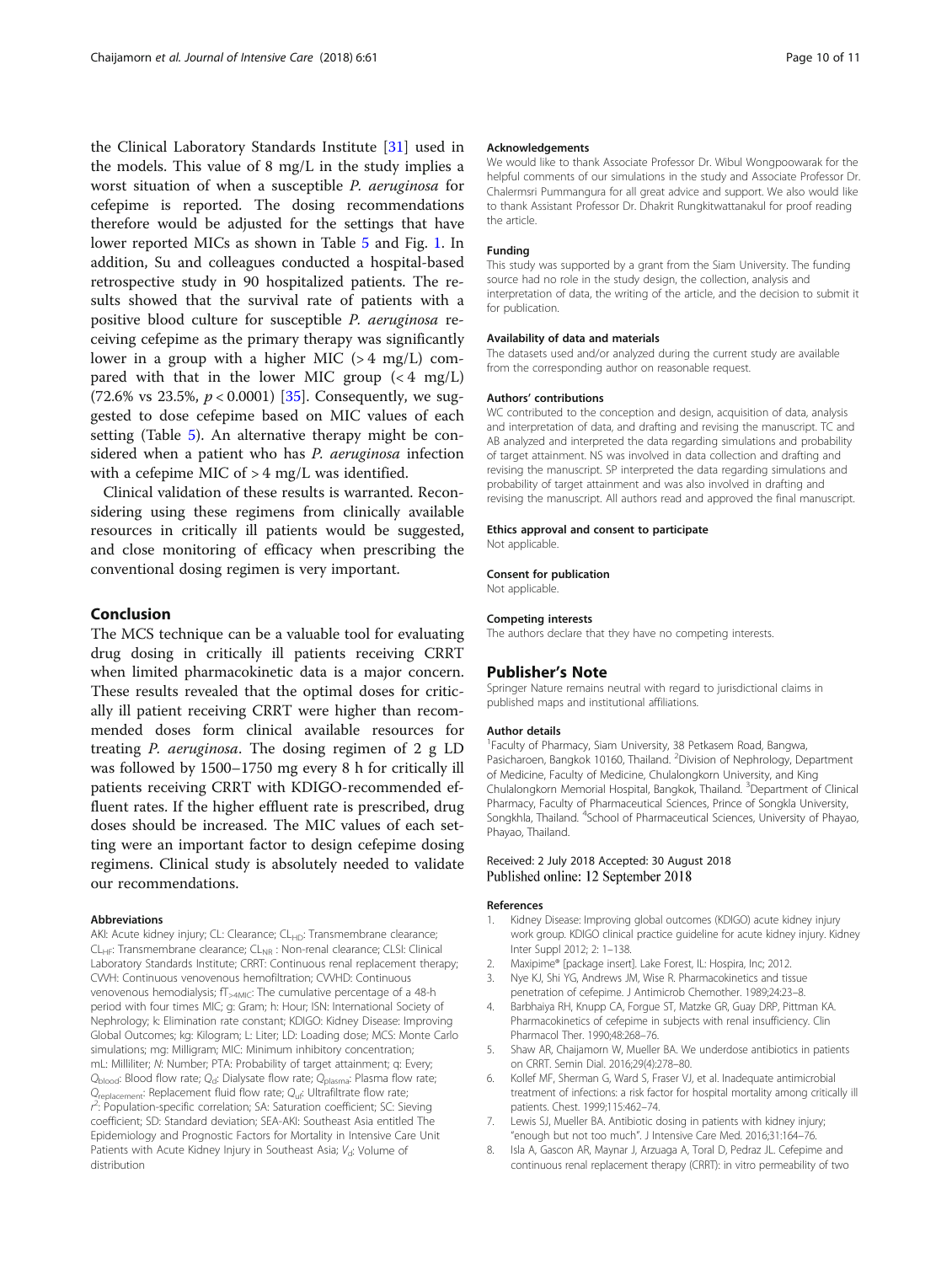the Clinical Laboratory Standards Institute [31] used in the models. This value of 8 mg/L in the study implies a worst situation of when a susceptible *P. aeruginosa* for cefepime is reported. The dosing recommendations therefore would be adjusted for the settings that have lower reported MICs as shown in Table 5 and Fig. 1. In addition, Su and colleagues conducted a hospital-based retrospective study in 90 hospitalized patients. The results showed that the survival rate of patients with a positive blood culture for susceptible *P. aeruginosa* receiving cefepime as the primary therapy was significantly lower in a group with a higher MIC (> 4 mg/L) compared with that in the lower MIC group (< 4 mg/L) (72.6% vs 23.5%, $p < 0.0001$) [35]. Consequently, we suggested to dose cefepime based on MIC values of each setting (Table 5). An alternative therapy might be considered when a patient who has *P. aeruginosa* infection with a cefepime MIC of > 4 mg/L was identified.

Clinical validation of these results is warranted. Reconsidering using these regimens from clinically available resources in critically ill patients would be suggested, and close monitoring of efficacy when prescribing the conventional dosing regimen is very important.

## Conclusion

The MCS technique can be a valuable tool for evaluating drug dosing in critically ill patients receiving CRRT when limited pharmacokinetic data is a major concern. These results revealed that the optimal doses for critically ill patient receiving CRRT were higher than recommended doses form clinical available resources for treating *P. aeruginosa*. The dosing regimen of 2 g LD was followed by 1500–1750 mg every 8 h for critically ill patients receiving CRRT with KDIGO-recommended effluent rates. If the higher effluent rate is prescribed, drug doses should be increased. The MIC values of each setting were an important factor to design cefepime dosing regimens. Clinical study is absolutely needed to validate our recommendations.

#### Abbreviations

AKI: Acute kidney injury; CL: Clearance; $CL_{HD}$: Transmembrane clearance; $CL_{HF}$: Transmembrane clearance; $CL_{NR}$ : Non-renal clearance; CLSI: Clinical Laboratory Standards Institute; CRRT: Continuous renal replacement therapy; CVVH: Continuous venovenous hemofiltration; CVVHD: Continuous venovenous hemodialysis; $fT_{>4MIC}$: The cumulative percentage of a 48-h period with four times MIC; g: Gram; h: Hour; ISN: International Society of Nephrology; k: Elimination rate constant; KDIGO: Kidney Disease: Improving Global Outcomes; kg: Kilogram; L: Liter; LD: Loading dose; MCS: Monte Carlo simulations; mg: Milligram; MIC: Minimum inhibitory concentration; mL: Milliliter; *N*: Number; PTA: Probability of target attainment; q: Every; $Q_{blood}$: Blood flow rate; $Q_d$: Dialysate flow rate; $Q_{plasma}$: Plasma flow rate; $Q_{replacement}$: Replacement fluid flow rate; $Q_{uf}$: Ultrafiltrate flow rate; $r^2$: Population-specific correlation; SA: Saturation coefficient; SC: Sieving coefficient; SD: Standard deviation; SEA-AKI: Southeast Asia entitled The Epidemiology and Prognostic Factors for Mortality in Intensive Care Unit Patients with Acute Kidney Injury in Southeast Asia; $V_d$: Volume of distribution

#### Acknowledgements

We would like to thank Associate Professor Dr. Wibul Wongpoowarak for the helpful comments of our simulations in the study and Associate Professor Dr. Chalermsri Pummangura for all great advice and support. We also would like to thank Assistant Professor Dr. Dhakrit Rungkitwattanakul for proof reading the article.

#### Funding

This study was supported by a grant from the Siam University. The funding source had no role in the study design, the collection, analysis and interpretation of data, the writing of the article, and the decision to submit it for publication.

#### Availability of data and materials

The datasets used and/or analyzed during the current study are available from the corresponding author on reasonable request.

#### Authors' contributions

WC contributed to the conception and design, acquisition of data, analysis and interpretation of data, and drafting and revising the manuscript. TC and AB analyzed and interpreted the data regarding simulations and probability of target attainment. NS was involved in data collection and drafting and revising the manuscript. SP interpreted the data regarding simulations and probability of target attainment and was also involved in drafting and revising the manuscript. All authors read and approved the final manuscript.

#### Ethics approval and consent to participate

Not applicable.

#### Consent for publication

Not applicable.

#### Competing interests

The authors declare that they have no competing interests.

## Publisher's Note

Springer Nature remains neutral with regard to jurisdictional claims in published maps and institutional affiliations.

#### Author details

[1]Faculty of Pharmacy, Siam University, 38 Petkasem Road, Bangwa, Pasicharoen, Bangkok 10160, Thailand. [2]Division of Nephrology, Department of Medicine, Faculty of Medicine, Chulalongkorn University, and King Chulalongkorn Memorial Hospital, Bangkok, Thailand. [3]Department of Clinical Pharmacy, Faculty of Pharmaceutical Sciences, Prince of Songkla University, Songkhla, Thailand. [4]School of Pharmaceutical Sciences, University of Phayao, Phayao, Thailand.

Received: 2 July 2018 Accepted: 30 August 2018
Published online: 12 September 2018

#### References

1. Kidney Disease: Improving global outcomes (KDIGO) acute kidney injury work group. KDIGO clinical practice guideline for acute kidney injury. Kidney Inter Suppl 2012; 2: 1–138.
2. Maxipime® [package insert]. Lake Forest, IL: Hospira, Inc; 2012.
3. Nye KJ, Shi YG, Andrews JM, Wise R. Pharmacokinetics and tissue penetration of cefepime. J Antimicrob Chemother. 1989;24:23–8.
4. Barbhaiya RH, Knupp CA, Forgue ST, Matzke GR, Guay DRP, Pittman KA. Pharmacokinetics of cefepime in subjects with renal insufficiency. Clin Pharmacol Ther. 1990;48:268–76.
5. Shaw AR, Chaijamorn W, Mueller BA. We underdose antibiotics in patients on CRRT. Semin Dial. 2016;29(4):278–80.
6. Kollef MF, Sherman G, Ward S, Fraser VJ, et al. Inadequate antimicrobial treatment of infections: a risk factor for hospital mortality among critically ill patients. Chest. 1999;115:462–74.
7. Lewis SJ, Mueller BA. Antibiotic dosing in patients with kidney injury; "enough but not too much". J Intensive Care Med. 2016;31:164–76.
8. Isla A, Gascon AR, Maynar J, Arzuaga A, Toral D, Pedraz JL. Cefepime and continuous renal replacement therapy (CRRT): in vitro permeability of two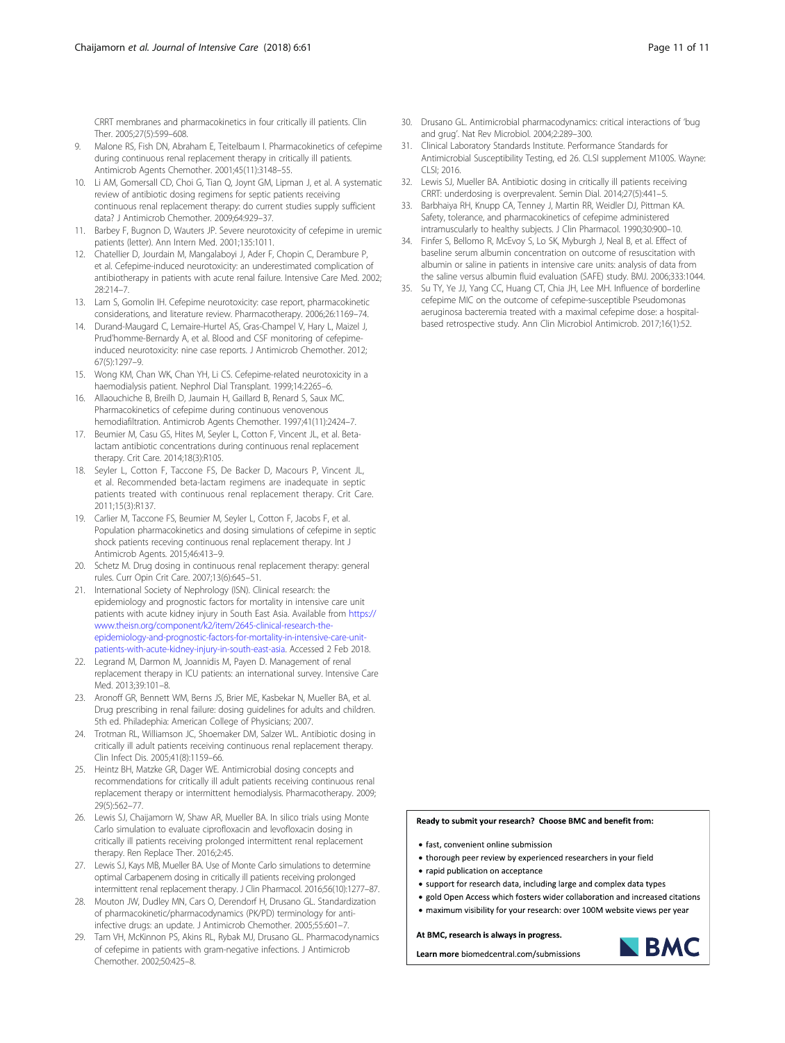CRRT membranes and pharmacokinetics in four critically ill patients. Clin Ther. 2005;27(5):599–608.

9. Malone RS, Fish DN, Abraham E, Teitelbaum I. Pharmacokinetics of cefepime during continuous renal replacement therapy in critically ill patients. Antimicrob Agents Chemother. 2001;45(11):3148–55.
10. Li AM, Gomersall CD, Choi G, Tian Q, Joynt GM, Lipman J, et al. A systematic review of antibiotic dosing regimens for septic patients receiving continuous renal replacement therapy: do current studies supply sufficient data? J Antimicrob Chemother. 2009;64:929–37.
11. Barbey F, Bugnon D, Wauters JP. Severe neurotoxicity of cefepime in uremic patients (letter). Ann Intern Med. 2001;135:1011.
12. Chatellier D, Jourdain M, Mangalaboyi J, Ader F, Chopin C, Derambure P, et al. Cefepime-induced neurotoxicity: an underestimated complication of antibiotherapy in patients with acute renal failure. Intensive Care Med. 2002;28:214–7.
13. Lam S, Gomolin IH. Cefepime neurotoxicity: case report, pharmacokinetic considerations, and literature review. Pharmacotherapy. 2006;26:1169–74.
14. Durand-Maugard C, Lemaire-Hurtel AS, Gras-Champel V, Hary L, Maizel J, Prud'homme-Bernardy A, et al. Blood and CSF monitoring of cefepime-induced neurotoxicity: nine case reports. J Antimicrob Chemother. 2012;67(5):1297–9.
15. Wong KM, Chan WK, Chan YH, Li CS. Cefepime-related neurotoxicity in a haemodialysis patient. Nephrol Dial Transplant. 1999;14:2265–6.
16. Allaouchiche B, Breilh D, Jaumain H, Gaillard B, Renard S, Saux MC. Pharmacokinetics of cefepime during continuous venovenous hemodiafiltration. Antimicrob Agents Chemother. 1997;41(11):2424–7.
17. Beumier M, Casu GS, Hites M, Seyler L, Cotton F, Vincent JL, et al. Beta-lactam antibiotic concentrations during continuous renal replacement therapy. Crit Care. 2014;18(3):R105.
18. Seyler L, Cotton F, Taccone FS, De Backer D, Macours P, Vincent JL, et al. Recommended beta-lactam regimens are inadequate in septic patients treated with continuous renal replacement therapy. Crit Care. 2011;15(3):R137.
19. Carlier M, Taccone FS, Beumier M, Seyler L, Cotton F, Jacobs F, et al. Population pharmacokinetics and dosing simulations of cefepime in septic shock patients receving continuous renal replacement therapy. Int J Antimicrob Agents. 2015;46:413–9.
20. Schetz M. Drug dosing in continuous renal replacement therapy: general rules. Curr Opin Crit Care. 2007;13(6):645–51.
21. International Society of Nephrology (ISN). Clinical research: the epidemiology and prognostic factors for mortality in intensive care unit patients with acute kidney injury in South East Asia. Available from https://www.theisn.org/component/k2/item/2645-clinical-research-the-epidemiology-and-prognostic-factors-for-mortality-in-intensive-care-unit-patients-with-acute-kidney-injury-in-south-east-asia. Accessed 2 Feb 2018.
22. Legrand M, Darmon M, Joannidis M, Payen D. Management of renal replacement therapy in ICU patients: an international survey. Intensive Care Med. 2013;39:101–8.
23. Aronoff GR, Bennett WM, Berns JS, Brier ME, Kasbekar N, Mueller BA, et al. Drug prescribing in renal failure: dosing guidelines for adults and children. 5th ed. Philadephia: American College of Physicians; 2007.
24. Trotman RL, Williamson JC, Shoemaker DM, Salzer WL. Antibiotic dosing in critically ill adult patients receiving continuous renal replacement therapy. Clin Infect Dis. 2005;41(8):1159–66.
25. Heintz BH, Matzke GR, Dager WE. Antimicrobial dosing concepts and recommendations for critically ill adult patients receiving continuous renal replacement therapy or intermittent hemodialysis. Pharmacotherapy. 2009;29(5):562–77.
26. Lewis SJ, Chaijamorn W, Shaw AR, Mueller BA. In silico trials using Monte Carlo simulation to evaluate ciprofloxacin and levofloxacin dosing in critically ill patients receiving prolonged intermittent renal replacement therapy. Ren Replace Ther. 2016;2:45.
27. Lewis SJ, Kays MB, Mueller BA. Use of Monte Carlo simulations to determine optimal Carbapenem dosing in critically ill patients receiving prolonged intermittent renal replacement therapy. J Clin Pharmacol. 2016;56(10):1277–87.
28. Mouton JW, Dudley MN, Cars O, Derendorf H, Drusano GL. Standardization of pharmacokinetic/pharmacodynamic (PK/PD) terminology for anti-infective drugs: an update. J Antimicrob Chemother. 2005;55:601–7.
29. Tam VH, McKinnon PS, Akins RL, Rybak MJ, Drusano GL. Pharmacodynamics of cefepime in patients with gram-negative infections. J Antimicrob Chemother. 2002;50:425–8.
30. Drusano GL. Antimicrobial pharmacodynamics: critical interactions of 'bug and grug'. Nat Rev Microbiol. 2004;2:289–300.
31. Clinical Laboratory Standards Institute. Performance Standards for Antimicrobial Susceptibility Testing, ed 26. CLSI supplement M100S. Wayne: CLSI; 2016.
32. Lewis SJ, Mueller BA. Antibiotic dosing in critically ill patients receiving CRRT: underdosing is overprevalent. Semin Dial. 2014;27(5):441–5.
33. Barbhaiya RH, Knupp CA, Tenney J, Martin RR, Weidler DJ, Pittman KA. Safety, tolerance, and pharmacokinetics of cefepime administered intramuscularly to healthy subjects. J Clin Pharmacol. 1990;30:900–10.
34. Finfer S, Bellomo R, McEvoy S, Lo SK, Myburgh J, Neal B, et al. Effect of baseline serum albumin concentration on outcome of resuscitation with albumin or saline in patients in intensive care units: analysis of data from the saline versus albumin fluid evaluation (SAFE) study. BMJ. 2006;333:1044.
35. Su TY, Ye JJ, Yang CC, Huang CT, Chia JH, Lee MH. Influence of borderline cefepime MIC on the outcome of cefepime-susceptible Pseudomonas aeruginosa bacteremia treated with a maximal cefepime dose: a hospital-based retrospective study. Ann Clin Microbiol Antimicrob. 2017;16(1):52.

**Ready to submit your research? Choose BMC and benefit from:**

- fast, convenient online submission
- thorough peer review by experienced researchers in your field
- rapid publication on acceptance
- support for research data, including large and complex data types
- gold Open Access which fosters wider collaboration and increased citations
- maximum visibility for your research: over 100M website views per year

**At BMC, research is always in progress.**

**Learn more** biomedcentral.com/submissions